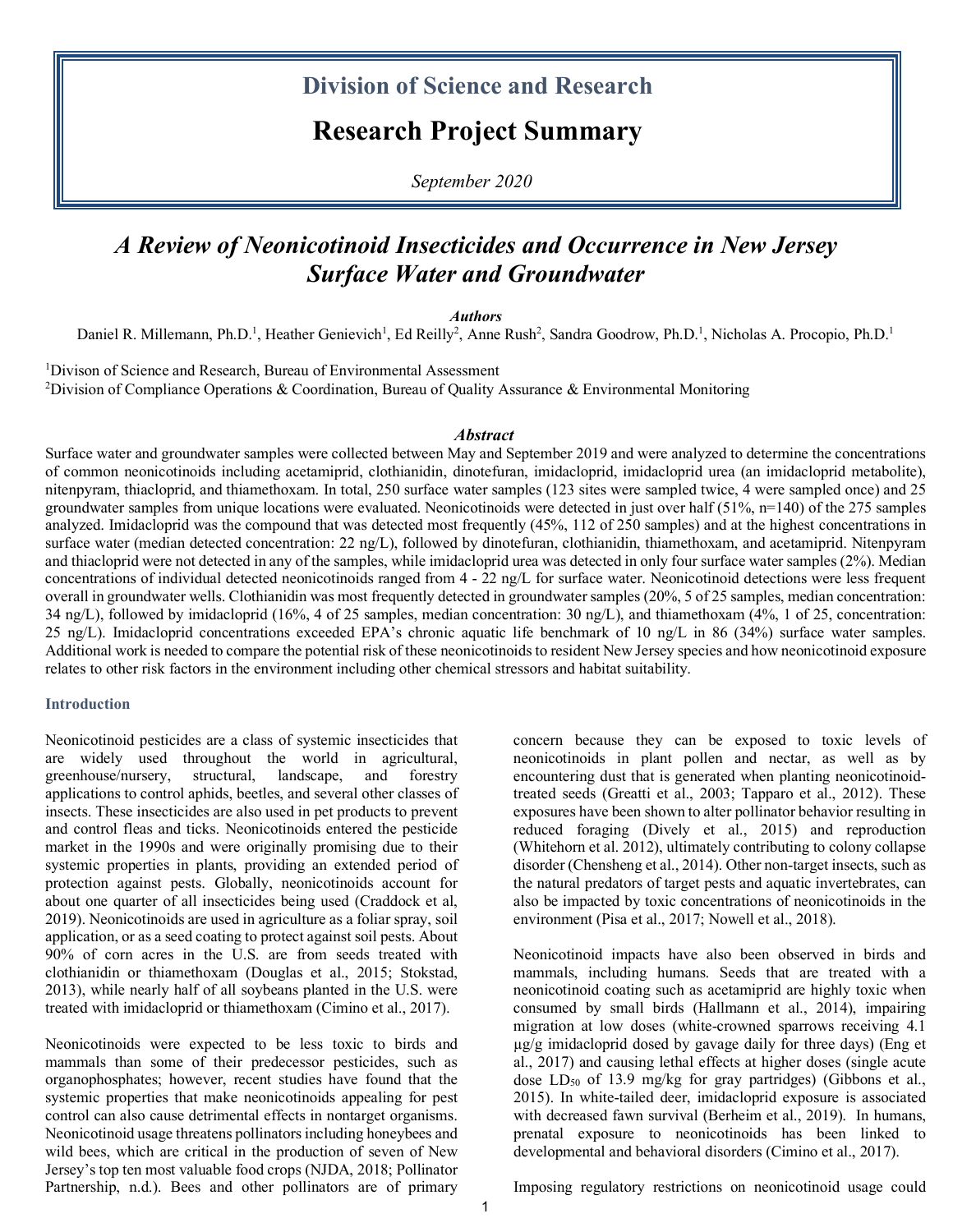## Division of Science and Research

# Research Project Summary

*September 2020*

# *A Review of Neonicotinoid Insecticides and Occurrence in New Jersey Surface Water and Groundwater*

***Authors***

Daniel R. Millemann, Ph.D.[1], Heather Genievich[1], Ed Reilly[2], Anne Rush[2], Sandra Goodrow, Ph.D.[1], Nicholas A. Procopio, Ph.D.[1]

[1]Divison of Science and Research, Bureau of Environmental Assessment
[2]Division of Compliance Operations & Coordination, Bureau of Quality Assurance & Environmental Monitoring

***Abstract***

Surface water and groundwater samples were collected between May and September 2019 and were analyzed to determine the concentrations of common neonicotinoids including acetamiprid, clothianidin, dinotefuran, imidacloprid, imidacloprid urea (an imidacloprid metabolite), nitenpyram, thiacloprid, and thiamethoxam. In total, 250 surface water samples (123 sites were sampled twice, 4 were sampled once) and 25 groundwater samples from unique locations were evaluated. Neonicotinoids were detected in just over half (51%, n=140) of the 275 samples analyzed. Imidacloprid was the compound that was detected most frequently (45%, 112 of 250 samples) and at the highest concentrations in surface water (median detected concentration: 22 ng/L), followed by dinotefuran, clothianidin, thiamethoxam, and acetamiprid. Nitenpyram and thiacloprid were not detected in any of the samples, while imidacloprid urea was detected in only four surface water samples (2%). Median concentrations of individual detected neonicotinoids ranged from 4 - 22 ng/L for surface water. Neonicotinoid detections were less frequent overall in groundwater wells. Clothianidin was most frequently detected in groundwater samples (20%, 5 of 25 samples, median concentration: 34 ng/L), followed by imidacloprid (16%, 4 of 25 samples, median concentration: 30 ng/L), and thiamethoxam (4%, 1 of 25, concentration: 25 ng/L). Imidacloprid concentrations exceeded EPA's chronic aquatic life benchmark of 10 ng/L in 86 (34%) surface water samples. Additional work is needed to compare the potential risk of these neonicotinoids to resident New Jersey species and how neonicotinoid exposure relates to other risk factors in the environment including other chemical stressors and habitat suitability.

## Introduction

Neonicotinoid pesticides are a class of systemic insecticides that are widely used throughout the world in agricultural, greenhouse/nursery, structural, landscape, and forestry applications to control aphids, beetles, and several other classes of insects. These insecticides are also used in pet products to prevent and control fleas and ticks. Neonicotinoids entered the pesticide market in the 1990s and were originally promising due to their systemic properties in plants, providing an extended period of protection against pests. Globally, neonicotinoids account for about one quarter of all insecticides being used (Craddock et al, 2019). Neonicotinoids are used in agriculture as a foliar spray, soil application, or as a seed coating to protect against soil pests. About 90% of corn acres in the U.S. are from seeds treated with clothianidin or thiamethoxam (Douglas et al., 2015; Stokstad, 2013), while nearly half of all soybeans planted in the U.S. were treated with imidacloprid or thiamethoxam (Cimino et al., 2017).

Neonicotinoids were expected to be less toxic to birds and mammals than some of their predecessor pesticides, such as organophosphates; however, recent studies have found that the systemic properties that make neonicotinoids appealing for pest control can also cause detrimental effects in nontarget organisms. Neonicotinoid usage threatens pollinators including honeybees and wild bees, which are critical in the production of seven of New Jersey's top ten most valuable food crops (NJDA, 2018; Pollinator Partnership, n.d.). Bees and other pollinators are of primary concern because they can be exposed to toxic levels of neonicotinoids in plant pollen and nectar, as well as by encountering dust that is generated when planting neonicotinoid-treated seeds (Greatti et al., 2003; Tapparo et al., 2012). These exposures have been shown to alter pollinator behavior resulting in reduced foraging (Dively et al., 2015) and reproduction (Whitehorn et al. 2012), ultimately contributing to colony collapse disorder (Chensheng et al., 2014). Other non-target insects, such as the natural predators of target pests and aquatic invertebrates, can also be impacted by toxic concentrations of neonicotinoids in the environment (Pisa et al., 2017; Nowell et al., 2018).

Neonicotinoid impacts have also been observed in birds and mammals, including humans. Seeds that are treated with a neonicotinoid coating such as acetamiprid are highly toxic when consumed by small birds (Hallmann et al., 2014), impairing migration at low doses (white-crowned sparrows receiving 4.1 μg/g imidacloprid dosed by gavage daily for three days) (Eng et al., 2017) and causing lethal effects at higher doses (single acute dose $LD_{50}$ of 13.9 mg/kg for gray partridges) (Gibbons et al., 2015). In white-tailed deer, imidacloprid exposure is associated with decreased fawn survival (Berheim et al., 2019). In humans, prenatal exposure to neonicotinoids has been linked to developmental and behavioral disorders (Cimino et al., 2017).

Imposing regulatory restrictions on neonicotinoid usage could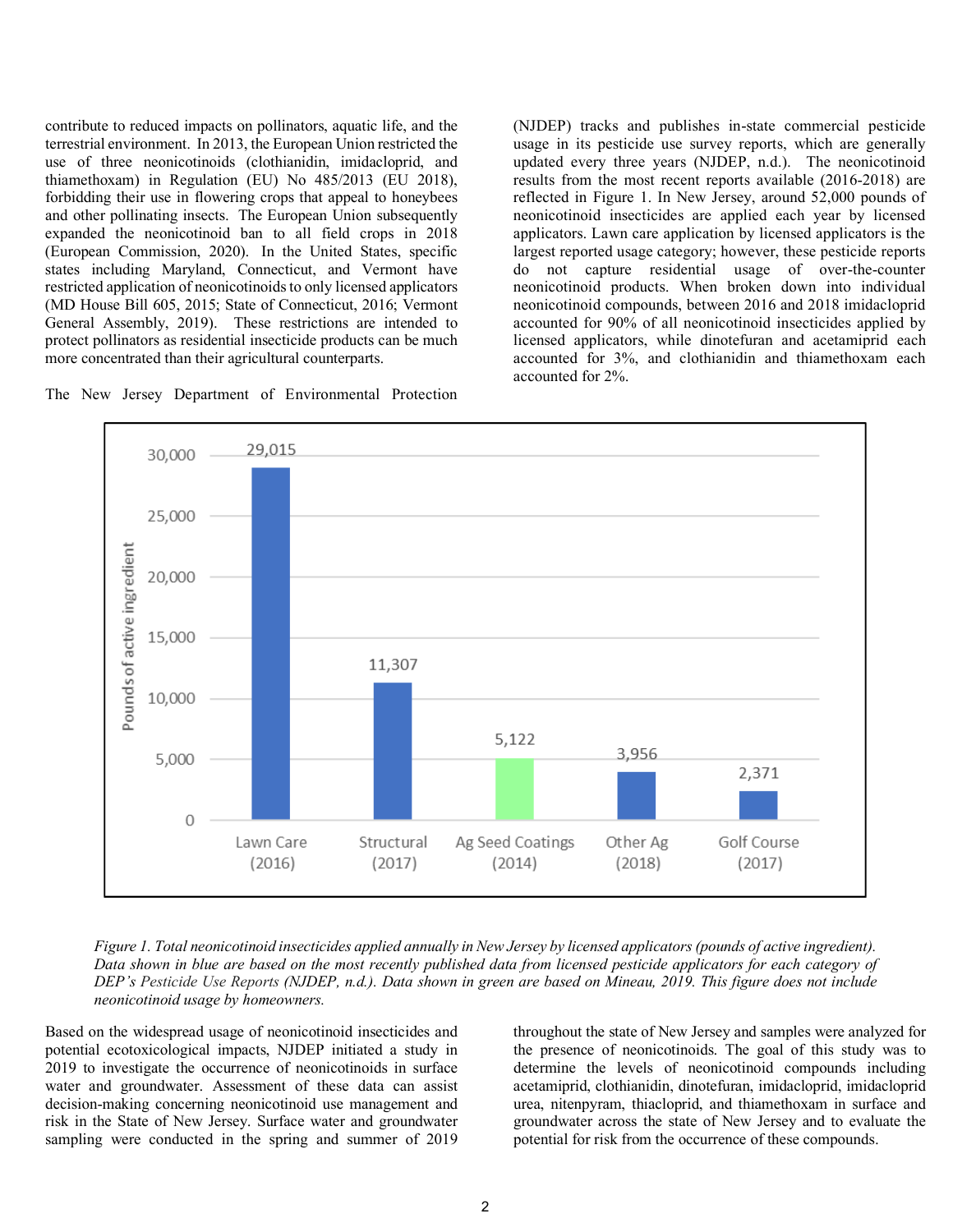contribute to reduced impacts on pollinators, aquatic life, and the terrestrial environment. In 2013, the European Union restricted the use of three neonicotinoids (clothianidin, imidacloprid, and thiamethoxam) in Regulation (EU) No 485/2013 (EU 2018), forbidding their use in flowering crops that appeal to honeybees and other pollinating insects. The European Union subsequently expanded the neonicotinoid ban to all field crops in 2018 (European Commission, 2020). In the United States, specific states including Maryland, Connecticut, and Vermont have restricted application of neonicotinoids to only licensed applicators (MD House Bill 605, 2015; State of Connecticut, 2016; Vermont General Assembly, 2019). These restrictions are intended to protect pollinators as residential insecticide products can be much more concentrated than their agricultural counterparts.

The New Jersey Department of Environmental Protection (NJDEP) tracks and publishes in-state commercial pesticide usage in its pesticide use survey reports, which are generally updated every three years (NJDEP, n.d.). The neonicotinoid results from the most recent reports available (2016-2018) are reflected in Figure 1. In New Jersey, around 52,000 pounds of neonicotinoid insecticides are applied each year by licensed applicators. Lawn care application by licensed applicators is the largest reported usage category; however, these pesticide reports do not capture residential usage of over-the-counter neonicotinoid products. When broken down into individual neonicotinoid compounds, between 2016 and 2018 imidacloprid accounted for 90% of all neonicotinoid insecticides applied by licensed applicators, while dinotefuran and acetamiprid each accounted for 3%, and clothianidin and thiamethoxam each accounted for 2%.

| Category | Pounds of active ingredient |
|---|---|
| Lawn Care (2016) | 29,015 |
| Structural (2017) | 11,307 |
| Ag Seed Coatings (2014) | 5,122 |
| Other Ag (2018) | 3,956 |
| Golf Course (2017) | 2,371 |

*Figure 1. Total neonicotinoid insecticides applied annually in New Jersey by licensed applicators (pounds of active ingredient). Data shown in blue are based on the most recently published data from licensed pesticide applicators for each category of DEP's Pesticide Use Reports (NJDEP, n.d.). Data shown in green are based on Mineau, 2019. This figure does not include neonicotinoid usage by homeowners.*

Based on the widespread usage of neonicotinoid insecticides and potential ecotoxicological impacts, NJDEP initiated a study in 2019 to investigate the occurrence of neonicotinoids in surface water and groundwater. Assessment of these data can assist decision-making concerning neonicotinoid use management and risk in the State of New Jersey. Surface water and groundwater sampling were conducted in the spring and summer of 2019 throughout the state of New Jersey and samples were analyzed for the presence of neonicotinoids. The goal of this study was to determine the levels of neonicotinoid compounds including acetamiprid, clothianidin, dinotefuran, imidacloprid, imidacloprid urea, nitenpyram, thiacloprid, and thiamethoxam in surface and groundwater across the state of New Jersey and to evaluate the potential for risk from the occurrence of these compounds.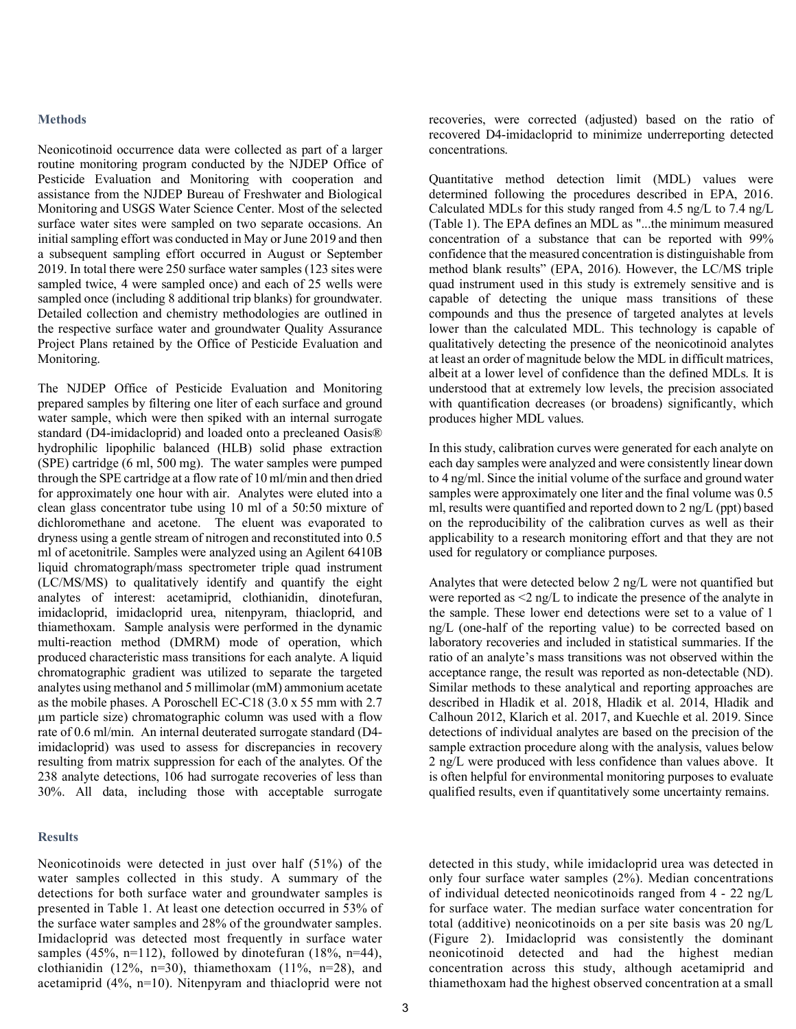## Methods

Neonicotinoid occurrence data were collected as part of a larger routine monitoring program conducted by the NJDEP Office of Pesticide Evaluation and Monitoring with cooperation and assistance from the NJDEP Bureau of Freshwater and Biological Monitoring and USGS Water Science Center. Most of the selected surface water sites were sampled on two separate occasions. An initial sampling effort was conducted in May or June 2019 and then a subsequent sampling effort occurred in August or September 2019. In total there were 250 surface water samples (123 sites were sampled twice, 4 were sampled once) and each of 25 wells were sampled once (including 8 additional trip blanks) for groundwater. Detailed collection and chemistry methodologies are outlined in the respective surface water and groundwater Quality Assurance Project Plans retained by the Office of Pesticide Evaluation and Monitoring.

The NJDEP Office of Pesticide Evaluation and Monitoring prepared samples by filtering one liter of each surface and ground water sample, which were then spiked with an internal surrogate standard (D4-imidacloprid) and loaded onto a precleaned Oasis® hydrophilic lipophilic balanced (HLB) solid phase extraction (SPE) cartridge (6 ml, 500 mg). The water samples were pumped through the SPE cartridge at a flow rate of 10 ml/min and then dried for approximately one hour with air. Analytes were eluted into a clean glass concentrator tube using 10 ml of a 50:50 mixture of dichloromethane and acetone. The eluent was evaporated to dryness using a gentle stream of nitrogen and reconstituted into 0.5 ml of acetonitrile. Samples were analyzed using an Agilent 6410B liquid chromatograph/mass spectrometer triple quad instrument (LC/MS/MS) to qualitatively identify and quantify the eight analytes of interest: acetamiprid, clothianidin, dinotefuran, imidacloprid, imidacloprid urea, nitenpyram, thiacloprid, and thiamethoxam. Sample analysis were performed in the dynamic multi-reaction method (DMRM) mode of operation, which produced characteristic mass transitions for each analyte. A liquid chromatographic gradient was utilized to separate the targeted analytes using methanol and 5 millimolar (mM) ammonium acetate as the mobile phases. A Poroschell EC-C18 (3.0 x 55 mm with 2.7 µm particle size) chromatographic column was used with a flow rate of 0.6 ml/min. An internal deuterated surrogate standard (D4-imidacloprid) was used to assess for discrepancies in recovery resulting from matrix suppression for each of the analytes. Of the 238 analyte detections, 106 had surrogate recoveries of less than 30%. All data, including those with acceptable surrogate recoveries, were corrected (adjusted) based on the ratio of recovered D4-imidacloprid to minimize underreporting detected concentrations.

Quantitative method detection limit (MDL) values were determined following the procedures described in EPA, 2016. Calculated MDLs for this study ranged from 4.5 ng/L to 7.4 ng/L (Table 1). The EPA defines an MDL as "...the minimum measured concentration of a substance that can be reported with 99% confidence that the measured concentration is distinguishable from method blank results" (EPA, 2016). However, the LC/MS triple quad instrument used in this study is extremely sensitive and is capable of detecting the unique mass transitions of these compounds and thus the presence of targeted analytes at levels lower than the calculated MDL. This technology is capable of qualitatively detecting the presence of the neonicotinoid analytes at least an order of magnitude below the MDL in difficult matrices, albeit at a lower level of confidence than the defined MDLs. It is understood that at extremely low levels, the precision associated with quantification decreases (or broadens) significantly, which produces higher MDL values.

In this study, calibration curves were generated for each analyte on each day samples were analyzed and were consistently linear down to 4 ng/ml. Since the initial volume of the surface and ground water samples were approximately one liter and the final volume was 0.5 ml, results were quantified and reported down to 2 ng/L (ppt) based on the reproducibility of the calibration curves as well as their applicability to a research monitoring effort and that they are not used for regulatory or compliance purposes.

Analytes that were detected below 2 ng/L were not quantified but were reported as <2 ng/L to indicate the presence of the analyte in the sample. These lower end detections were set to a value of 1 ng/L (one-half of the reporting value) to be corrected based on laboratory recoveries and included in statistical summaries. If the ratio of an analyte's mass transitions was not observed within the acceptance range, the result was reported as non-detectable (ND). Similar methods to these analytical and reporting approaches are described in Hladik et al. 2018, Hladik et al. 2014, Hladik and Calhoun 2012, Klarich et al. 2017, and Kuechle et al. 2019. Since detections of individual analytes are based on the precision of the sample extraction procedure along with the analysis, values below 2 ng/L were produced with less confidence than values above. It is often helpful for environmental monitoring purposes to evaluate qualified results, even if quantitatively some uncertainty remains.

## Results

Neonicotinoids were detected in just over half (51%) of the water samples collected in this study. A summary of the detections for both surface water and groundwater samples is presented in Table 1. At least one detection occurred in 53% of the surface water samples and 28% of the groundwater samples. Imidacloprid was detected most frequently in surface water samples (45%, n=112), followed by dinotefuran (18%, n=44), clothianidin (12%, n=30), thiamethoxam (11%, n=28), and acetamiprid (4%, n=10). Nitenpyram and thiacloprid were not detected in this study, while imidacloprid urea was detected in only four surface water samples (2%). Median concentrations of individual detected neonicotinoids ranged from 4 - 22 ng/L for surface water. The median surface water concentration for total (additive) neonicotinoids on a per site basis was 20 ng/L (Figure 2). Imidacloprid was consistently the dominant neonicotinoid detected and had the highest median concentration across this study, although acetamiprid and thiamethoxam had the highest observed concentration at a small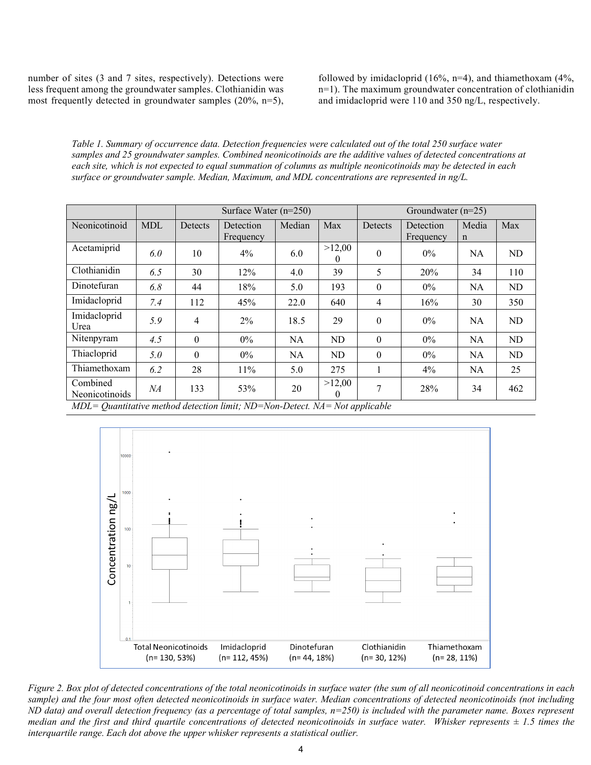number of sites (3 and 7 sites, respectively). Detections were less frequent among the groundwater samples. Clothianidin was most frequently detected in groundwater samples (20%, n=5), followed by imidacloprid (16%, n=4), and thiamethoxam (4%, n=1). The maximum groundwater concentration of clothianidin and imidacloprid were 110 and 350 ng/L, respectively.

*Table 1. Summary of occurrence data. Detection frequencies were calculated out of the total 250 surface water samples and 25 groundwater samples. Combined neonicotinoids are the additive values of detected concentrations at each site, which is not expected to equal summation of columns as multiple neonicotinoids may be detected in each surface or groundwater sample. Median, Maximum, and MDL concentrations are represented in ng/L.*

| | | Surface Water (n=250) | | | | Groundwater (n=25) | | | |
|---|---|---|---|---|---|---|---|---|---|
| Neonicotinoid | MDL | Detects | Detection Frequency | Median | Max | Detects | Detection Frequency | Median | Max |
| Acetamiprid | *6.0* | 10 | 4% | 6.0 | >12,000 | 0 | 0% | NA | ND |
| Clothianidin | *6.5* | 30 | 12% | 4.0 | 39 | 5 | 20% | 34 | 110 |
| Dinotefuran | *6.8* | 44 | 18% | 5.0 | 193 | 0 | 0% | NA | ND |
| Imidacloprid | *7.4* | 112 | 45% | 22.0 | 640 | 4 | 16% | 30 | 350 |
| Imidacloprid Urea | *5.9* | 4 | 2% | 18.5 | 29 | 0 | 0% | NA | ND |
| Nitenpyram | *4.5* | 0 | 0% | NA | ND | 0 | 0% | NA | ND |
| Thiacloprid | *5.0* | 0 | 0% | NA | ND | 0 | 0% | NA | ND |
| Thiamethoxam | *6.2* | 28 | 11% | 5.0 | 275 | 1 | 4% | NA | 25 |
| Combined Neonicotinoids | *NA* | 133 | 53% | 20 | >12,000 | 7 | 28% | 34 | 462 |

*MDL= Quantitative method detection limit; ND=Non-Detect. NA= Not applicable*

*Figure 2. Box plot of detected concentrations of the total neonicotinoids in surface water (the sum of all neonicotinoid concentrations in each sample) and the four most often detected neonicotinoids in surface water. Median concentrations of detected neonicotinoids (not including ND data) and overall detection frequency (as a percentage of total samples, n=250) is included with the parameter name. Boxes represent median and the first and third quartile concentrations of detected neonicotinoids in surface water. Whisker represents ± 1.5 times the interquartile range. Each dot above the upper whisker represents a statistical outlier.*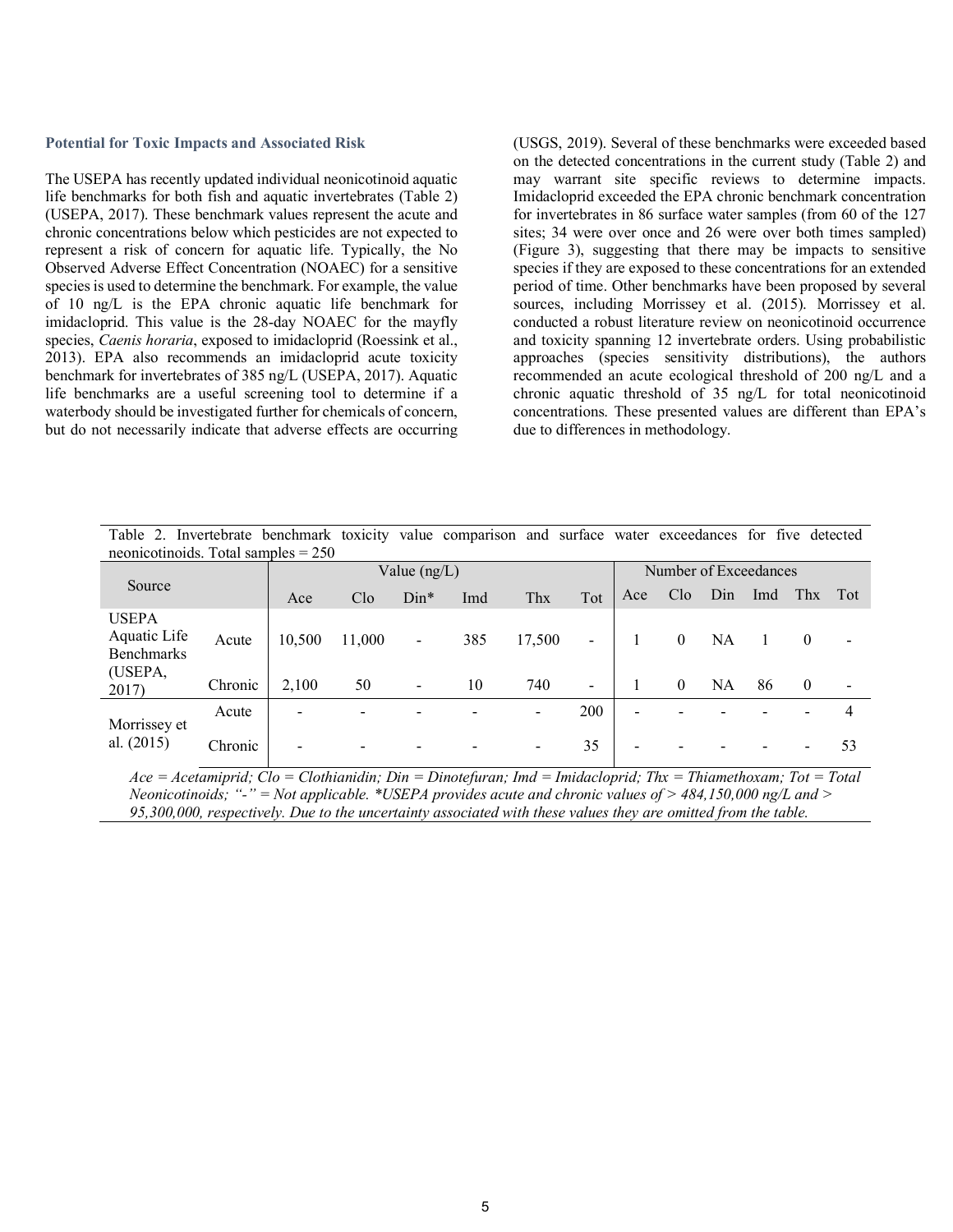### Potential for Toxic Impacts and Associated Risk

The USEPA has recently updated individual neonicotinoid aquatic life benchmarks for both fish and aquatic invertebrates (Table 2) (USEPA, 2017). These benchmark values represent the acute and chronic concentrations below which pesticides are not expected to represent a risk of concern for aquatic life. Typically, the No Observed Adverse Effect Concentration (NOAEC) for a sensitive species is used to determine the benchmark. For example, the value of 10 ng/L is the EPA chronic aquatic life benchmark for imidacloprid. This value is the 28-day NOAEC for the mayfly species, *Caenis horaria*, exposed to imidacloprid (Roessink et al., 2013). EPA also recommends an imidacloprid acute toxicity benchmark for invertebrates of 385 ng/L (USEPA, 2017). Aquatic life benchmarks are a useful screening tool to determine if a waterbody should be investigated further for chemicals of concern, but do not necessarily indicate that adverse effects are occurring (USGS, 2019). Several of these benchmarks were exceeded based on the detected concentrations in the current study (Table 2) and may warrant site specific reviews to determine impacts. Imidacloprid exceeded the EPA chronic benchmark concentration for invertebrates in 86 surface water samples (from 60 of the 127 sites; 34 were over once and 26 were over both times sampled) (Figure 3), suggesting that there may be impacts to sensitive species if they are exposed to these concentrations for an extended period of time. Other benchmarks have been proposed by several sources, including Morrissey et al. (2015). Morrissey et al. conducted a robust literature review on neonicotinoid occurrence and toxicity spanning 12 invertebrate orders. Using probabilistic approaches (species sensitivity distributions), the authors recommended an acute ecological threshold of 200 ng/L and a chronic aquatic threshold of 35 ng/L for total neonicotinoid concentrations. These presented values are different than EPA's due to differences in methodology.

Table 2. Invertebrate benchmark toxicity value comparison and surface water exceedances for five detected neonicotinoids. Total samples = 250

| Source | | Value (ng/L) | | | | | | Number of Exceedances | | | | | |
|---|---|---|---|---|---|---|---|---|---|---|---|---|---|
| | | Ace | Clo | Din* | Imd | Thx | Tot | Ace | Clo | Din | Imd | Thx | Tot |
| USEPA Aquatic Life Benchmarks (USEPA, 2017) | Acute | 10,500 | 11,000 | - | 385 | 17,500 | - | 1 | 0 | NA | 1 | 0 | - |
| | Chronic | 2,100 | 50 | - | 10 | 740 | - | 1 | 0 | NA | 86 | 0 | - |
| Morrissey et al. (2015) | Acute | - | - | - | - | - | 200 | - | - | - | - | - | 4 |
| | Chronic | - | - | - | - | - | 35 | - | - | - | - | - | 53 |

*Ace = Acetamiprid; Clo = Clothianidin; Din = Dinotefuran; Imd = Imidacloprid; Thx = Thiamethoxam; Tot = Total Neonicotinoids; "-" = Not applicable. *USEPA provides acute and chronic values of > 484,150,000 ng/L and > 95,300,000, respectively. Due to the uncertainty associated with these values they are omitted from the table.*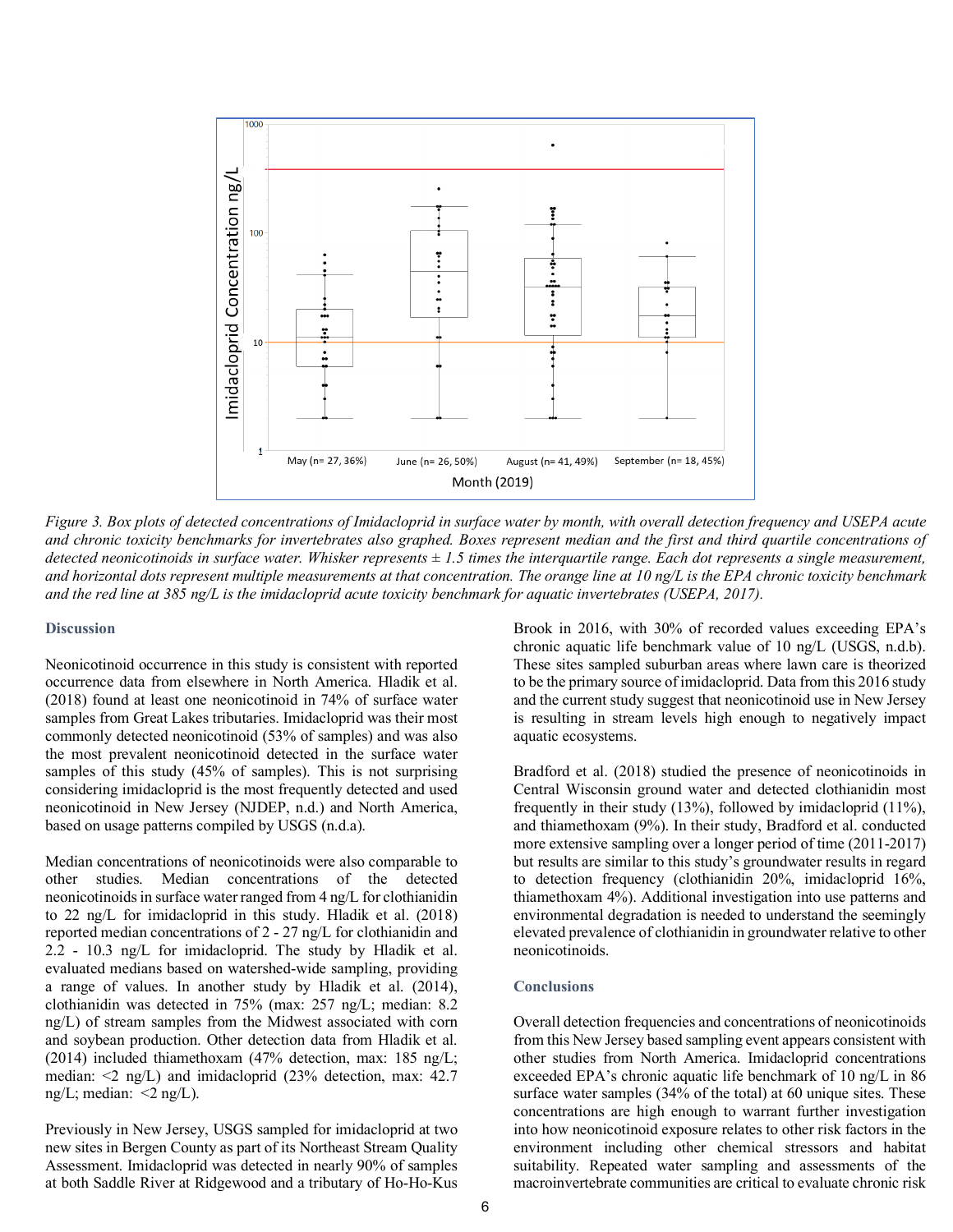*Figure 3. Box plots of detected concentrations of Imidacloprid in surface water by month, with overall detection frequency and USEPA acute and chronic toxicity benchmarks for invertebrates also graphed. Boxes represent median and the first and third quartile concentrations of detected neonicotinoids in surface water. Whisker represents ± 1.5 times the interquartile range. Each dot represents a single measurement, and horizontal dots represent multiple measurements at that concentration. The orange line at 10 ng/L is the EPA chronic toxicity benchmark and the red line at 385 ng/L is the imidacloprid acute toxicity benchmark for aquatic invertebrates (USEPA, 2017).*

## Discussion

Neonicotinoid occurrence in this study is consistent with reported occurrence data from elsewhere in North America. Hladik et al. (2018) found at least one neonicotinoid in 74% of surface water samples from Great Lakes tributaries. Imidacloprid was their most commonly detected neonicotinoid (53% of samples) and was also the most prevalent neonicotinoid detected in the surface water samples of this study (45% of samples). This is not surprising considering imidacloprid is the most frequently detected and used neonicotinoid in New Jersey (NJDEP, n.d.) and North America, based on usage patterns compiled by USGS (n.d.a).

Median concentrations of neonicotinoids were also comparable to other studies. Median concentrations of the detected neonicotinoids in surface water ranged from 4 ng/L for clothianidin to 22 ng/L for imidacloprid in this study. Hladik et al. (2018) reported median concentrations of 2 - 27 ng/L for clothianidin and 2.2 - 10.3 ng/L for imidacloprid. The study by Hladik et al. evaluated medians based on watershed-wide sampling, providing a range of values. In another study by Hladik et al. (2014), clothianidin was detected in 75% (max: 257 ng/L; median: 8.2 ng/L) of stream samples from the Midwest associated with corn and soybean production. Other detection data from Hladik et al. (2014) included thiamethoxam (47% detection, max: 185 ng/L; median: <2 ng/L) and imidacloprid (23% detection, max: 42.7 ng/L; median: <2 ng/L).

Previously in New Jersey, USGS sampled for imidacloprid at two new sites in Bergen County as part of its Northeast Stream Quality Assessment. Imidacloprid was detected in nearly 90% of samples at both Saddle River at Ridgewood and a tributary of Ho-Ho-Kus Brook in 2016, with 30% of recorded values exceeding EPA's chronic aquatic life benchmark value of 10 ng/L (USGS, n.d.b). These sites sampled suburban areas where lawn care is theorized to be the primary source of imidacloprid. Data from this 2016 study and the current study suggest that neonicotinoid use in New Jersey is resulting in stream levels high enough to negatively impact aquatic ecosystems.

Bradford et al. (2018) studied the presence of neonicotinoids in Central Wisconsin ground water and detected clothianidin most frequently in their study (13%), followed by imidacloprid (11%), and thiamethoxam (9%). In their study, Bradford et al. conducted more extensive sampling over a longer period of time (2011-2017) but results are similar to this study's groundwater results in regard to detection frequency (clothianidin 20%, imidacloprid 16%, thiamethoxam 4%). Additional investigation into use patterns and environmental degradation is needed to understand the seemingly elevated prevalence of clothianidin in groundwater relative to other neonicotinoids.

## Conclusions

Overall detection frequencies and concentrations of neonicotinoids from this New Jersey based sampling event appears consistent with other studies from North America. Imidacloprid concentrations exceeded EPA's chronic aquatic life benchmark of 10 ng/L in 86 surface water samples (34% of the total) at 60 unique sites. These concentrations are high enough to warrant further investigation into how neonicotinoid exposure relates to other risk factors in the environment including other chemical stressors and habitat suitability. Repeated water sampling and assessments of the macroinvertebrate communities are critical to evaluate chronic risk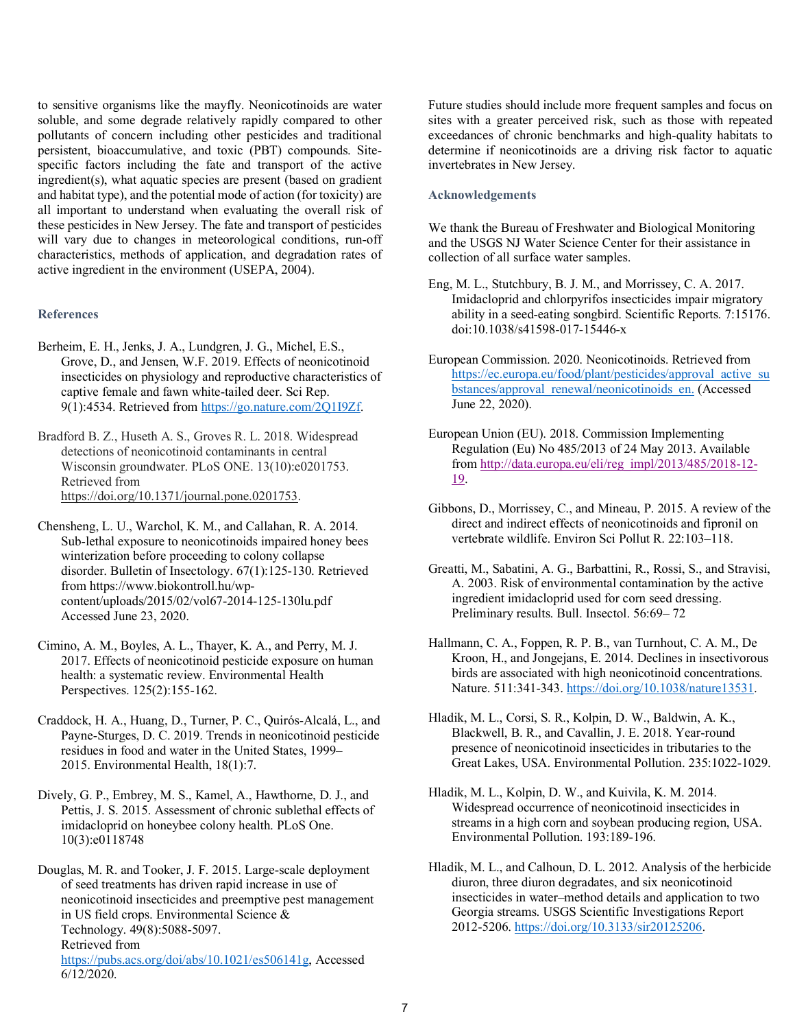to sensitive organisms like the mayfly. Neonicotinoids are water soluble, and some degrade relatively rapidly compared to other pollutants of concern including other pesticides and traditional persistent, bioaccumulative, and toxic (PBT) compounds. Site-specific factors including the fate and transport of the active ingredient(s), what aquatic species are present (based on gradient and habitat type), and the potential mode of action (for toxicity) are all important to understand when evaluating the overall risk of these pesticides in New Jersey. The fate and transport of pesticides will vary due to changes in meteorological conditions, run-off characteristics, methods of application, and degradation rates of active ingredient in the environment (USEPA, 2004).

Future studies should include more frequent samples and focus on sites with a greater perceived risk, such as those with repeated exceedances of chronic benchmarks and high-quality habitats to determine if neonicotinoids are a driving risk factor to aquatic invertebrates in New Jersey.

### Acknowledgements

We thank the Bureau of Freshwater and Biological Monitoring and the USGS NJ Water Science Center for their assistance in collection of all surface water samples.

### References

Berheim, E. H., Jenks, J. A., Lundgren, J. G., Michel, E.S., Grove, D., and Jensen, W.F. 2019. Effects of neonicotinoid insecticides on physiology and reproductive characteristics of captive female and fawn white-tailed deer. Sci Rep. 9(1):4534. Retrieved from https://go.nature.com/2Q1I9Zf.

Bradford B. Z., Huseth A. S., Groves R. L. 2018. Widespread detections of neonicotinoid contaminants in central Wisconsin groundwater. PLoS ONE. 13(10):e0201753. Retrieved from https://doi.org/10.1371/journal.pone.0201753.

Chensheng, L. U., Warchol, K. M., and Callahan, R. A. 2014. Sub-lethal exposure to neonicotinoids impaired honey bees winterization before proceeding to colony collapse disorder. Bulletin of Insectology. 67(1):125-130. Retrieved from https://www.biokontroll.hu/wp-content/uploads/2015/02/vol67-2014-125-130lu.pdf Accessed June 23, 2020.

Cimino, A. M., Boyles, A. L., Thayer, K. A., and Perry, M. J. 2017. Effects of neonicotinoid pesticide exposure on human health: a systematic review. Environmental Health Perspectives. 125(2):155-162.

Craddock, H. A., Huang, D., Turner, P. C., Quirós-Alcalá, L., and Payne-Sturges, D. C. 2019. Trends in neonicotinoid pesticide residues in food and water in the United States, 1999–2015. Environmental Health, 18(1):7.

Dively, G. P., Embrey, M. S., Kamel, A., Hawthorne, D. J., and Pettis, J. S. 2015. Assessment of chronic sublethal effects of imidacloprid on honeybee colony health. PLoS One. 10(3):e0118748

Douglas, M. R. and Tooker, J. F. 2015. Large-scale deployment of seed treatments has driven rapid increase in use of neonicotinoid insecticides and preemptive pest management in US field crops. Environmental Science & Technology. 49(8):5088-5097. Retrieved from https://pubs.acs.org/doi/abs/10.1021/es506141g, Accessed 6/12/2020.

Eng, M. L., Stutchbury, B. J. M., and Morrissey, C. A. 2017. Imidacloprid and chlorpyrifos insecticides impair migratory ability in a seed-eating songbird. Scientific Reports. 7:15176. doi:10.1038/s41598-017-15446-x

European Commission. 2020. Neonicotinoids. Retrieved from https://ec.europa.eu/food/plant/pesticides/approval_active_substances/approval_renewal/neonicotinoids_en. (Accessed June 22, 2020).

European Union (EU). 2018. Commission Implementing Regulation (Eu) No 485/2013 of 24 May 2013. Available from http://data.europa.eu/eli/reg_impl/2013/485/2018-12-19.

Gibbons, D., Morrissey, C., and Mineau, P. 2015. A review of the direct and indirect effects of neonicotinoids and fipronil on vertebrate wildlife. Environ Sci Pollut R. 22:103–118.

Greatti, M., Sabatini, A. G., Barbattini, R., Rossi, S., and Stravisi, A. 2003. Risk of environmental contamination by the active ingredient imidacloprid used for corn seed dressing. Preliminary results. Bull. Insectol. 56:69– 72

Hallmann, C. A., Foppen, R. P. B., van Turnhout, C. A. M., De Kroon, H., and Jongejans, E. 2014. Declines in insectivorous birds are associated with high neonicotinoid concentrations. Nature. 511:341-343. https://doi.org/10.1038/nature13531.

Hladik, M. L., Corsi, S. R., Kolpin, D. W., Baldwin, A. K., Blackwell, B. R., and Cavallin, J. E. 2018. Year-round presence of neonicotinoid insecticides in tributaries to the Great Lakes, USA. Environmental Pollution. 235:1022-1029.

Hladik, M. L., Kolpin, D. W., and Kuivila, K. M. 2014. Widespread occurrence of neonicotinoid insecticides in streams in a high corn and soybean producing region, USA. Environmental Pollution. 193:189-196.

Hladik, M. L., and Calhoun, D. L. 2012. Analysis of the herbicide diuron, three diuron degradates, and six neonicotinoid insecticides in water–method details and application to two Georgia streams. USGS Scientific Investigations Report 2012-5206. https://doi.org/10.3133/sir20125206.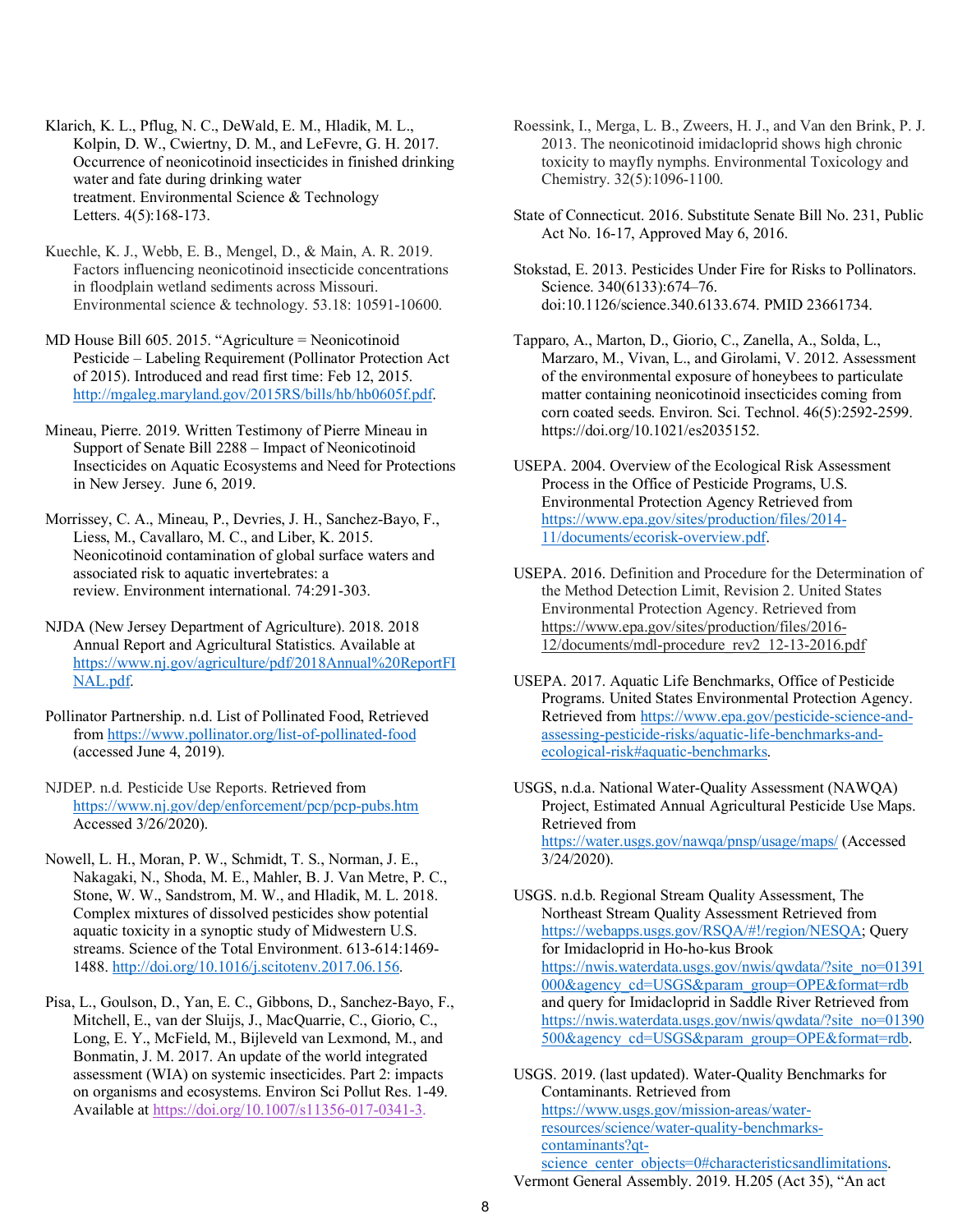Klarich, K. L., Pflug, N. C., DeWald, E. M., Hladik, M. L., Kolpin, D. W., Cwiertny, D. M., and LeFevre, G. H. 2017. Occurrence of neonicotinoid insecticides in finished drinking water and fate during drinking water treatment. Environmental Science & Technology Letters. 4(5):168-173.

Kuechle, K. J., Webb, E. B., Mengel, D., & Main, A. R. 2019. Factors influencing neonicotinoid insecticide concentrations in floodplain wetland sediments across Missouri. Environmental science & technology. 53.18: 10591-10600.

MD House Bill 605. 2015. "Agriculture = Neonicotinoid Pesticide – Labeling Requirement (Pollinator Protection Act of 2015). Introduced and read first time: Feb 12, 2015. http://mgaleg.maryland.gov/2015RS/bills/hb/hb0605f.pdf.

Mineau, Pierre. 2019. Written Testimony of Pierre Mineau in Support of Senate Bill 2288 – Impact of Neonicotinoid Insecticides on Aquatic Ecosystems and Need for Protections in New Jersey. June 6, 2019.

Morrissey, C. A., Mineau, P., Devries, J. H., Sanchez-Bayo, F., Liess, M., Cavallaro, M. C., and Liber, K. 2015. Neonicotinoid contamination of global surface waters and associated risk to aquatic invertebrates: a review. Environment international. 74:291-303.

NJDA (New Jersey Department of Agriculture). 2018. 2018 Annual Report and Agricultural Statistics. Available at https://www.nj.gov/agriculture/pdf/2018Annual%20ReportFINAL.pdf.

Pollinator Partnership. n.d. List of Pollinated Food, Retrieved from https://www.pollinator.org/list-of-pollinated-food (accessed June 4, 2019).

NJDEP. n.d. Pesticide Use Reports. Retrieved from https://www.nj.gov/dep/enforcement/pcp/pcp-pubs.htm Accessed 3/26/2020).

Nowell, L. H., Moran, P. W., Schmidt, T. S., Norman, J. E., Nakagaki, N., Shoda, M. E., Mahler, B. J. Van Metre, P. C., Stone, W. W., Sandstrom, M. W., and Hladik, M. L. 2018. Complex mixtures of dissolved pesticides show potential aquatic toxicity in a synoptic study of Midwestern U.S. streams. Science of the Total Environment. 613-614:1469-1488. http://doi.org/10.1016/j.scitotenv.2017.06.156.

Pisa, L., Goulson, D., Yan, E. C., Gibbons, D., Sanchez-Bayo, F., Mitchell, E., van der Sluijs, J., MacQuarrie, C., Giorio, C., Long, E. Y., McField, M., Bijleveld van Lexmond, M., and Bonmatin, J. M. 2017. An update of the world integrated assessment (WIA) on systemic insecticides. Part 2: impacts on organisms and ecosystems. Environ Sci Pollut Res. 1-49. Available at https://doi.org/10.1007/s11356-017-0341-3.

Roessink, I., Merga, L. B., Zweers, H. J., and Van den Brink, P. J. 2013. The neonicotinoid imidacloprid shows high chronic toxicity to mayfly nymphs. Environmental Toxicology and Chemistry. 32(5):1096-1100.

State of Connecticut. 2016. Substitute Senate Bill No. 231, Public Act No. 16-17, Approved May 6, 2016.

Stokstad, E. 2013. Pesticides Under Fire for Risks to Pollinators. Science. 340(6133):674–76. doi:10.1126/science.340.6133.674. PMID 23661734.

Tapparo, A., Marton, D., Giorio, C., Zanella, A., Solda, L., Marzaro, M., Vivan, L., and Girolami, V. 2012. Assessment of the environmental exposure of honeybees to particulate matter containing neonicotinoid insecticides coming from corn coated seeds. Environ. Sci. Technol. 46(5):2592-2599. https://doi.org/10.1021/es2035152.

USEPA. 2004. Overview of the Ecological Risk Assessment Process in the Office of Pesticide Programs, U.S. Environmental Protection Agency Retrieved from https://www.epa.gov/sites/production/files/2014-11/documents/ecorisk-overview.pdf.

USEPA. 2016. Definition and Procedure for the Determination of the Method Detection Limit, Revision 2. United States Environmental Protection Agency. Retrieved from https://www.epa.gov/sites/production/files/2016-12/documents/mdl-procedure_rev2_12-13-2016.pdf

USEPA. 2017. Aquatic Life Benchmarks, Office of Pesticide Programs. United States Environmental Protection Agency. Retrieved from https://www.epa.gov/pesticide-science-and-assessing-pesticide-risks/aquatic-life-benchmarks-and-ecological-risk#aquatic-benchmarks.

USGS, n.d.a. National Water-Quality Assessment (NAWQA) Project, Estimated Annual Agricultural Pesticide Use Maps. Retrieved from https://water.usgs.gov/nawqa/pnsp/usage/maps/ (Accessed 3/24/2020).

USGS. n.d.b. Regional Stream Quality Assessment, The Northeast Stream Quality Assessment Retrieved from https://webapps.usgs.gov/RSQA/#!/region/NESQA; Query for Imidacloprid in Ho-ho-kus Brook https://nwis.waterdata.usgs.gov/nwis/qwdata/?site_no=01391000&agency_cd=USGS&param_group=OPE&format=rdb and query for Imidacloprid in Saddle River Retrieved from https://nwis.waterdata.usgs.gov/nwis/qwdata/?site_no=01390500&agency_cd=USGS&param_group=OPE&format=rdb.

USGS. 2019. (last updated). Water-Quality Benchmarks for Contaminants. Retrieved from https://www.usgs.gov/mission-areas/water-resources/science/water-quality-benchmarks-contaminants?qt-science_center_objects=0#characteristicsandlimitations.

Vermont General Assembly. 2019. H.205 (Act 35), "An act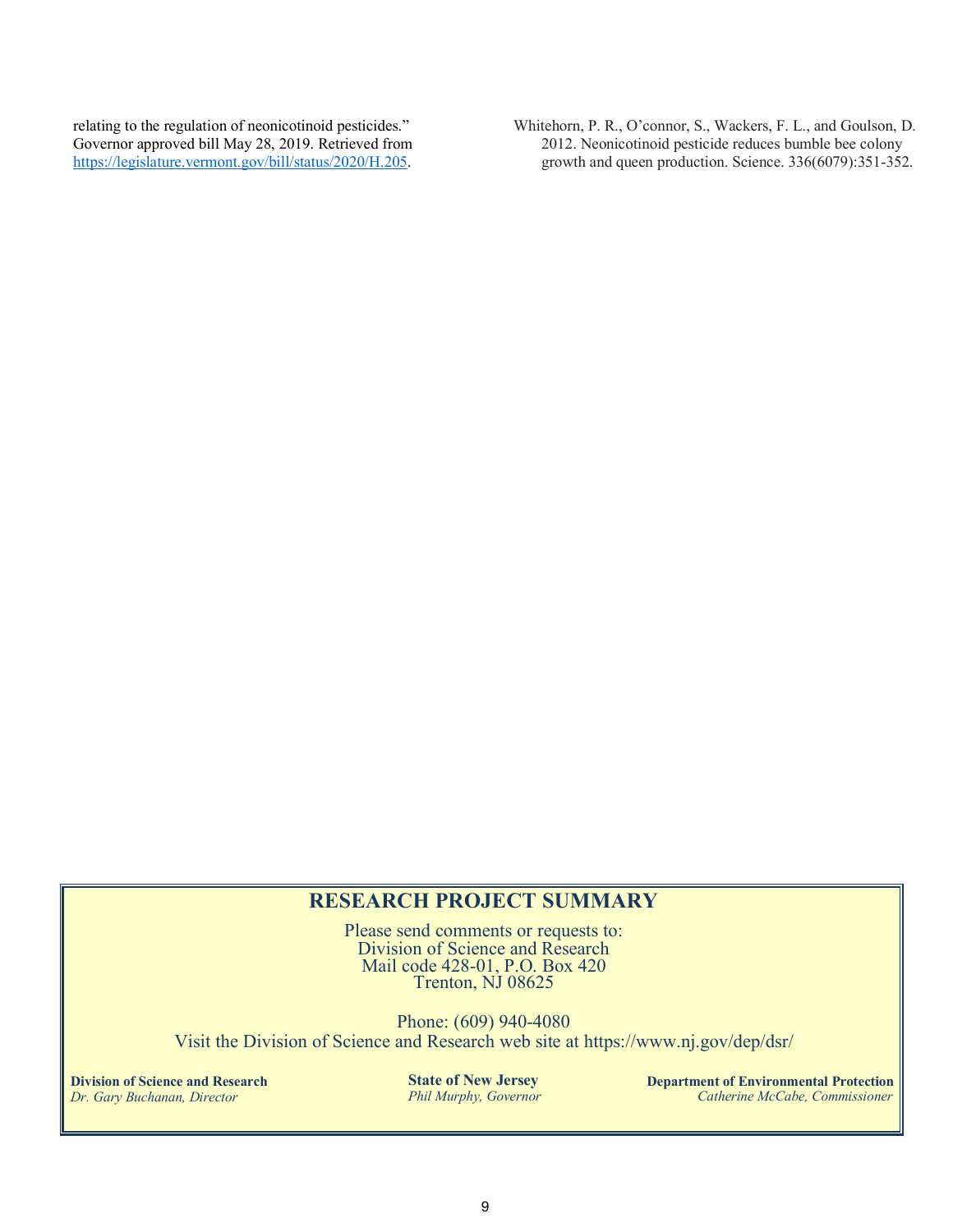relating to the regulation of neonicotinoid pesticides." Governor approved bill May 28, 2019. Retrieved from https://legislature.vermont.gov/bill/status/2020/H.205.

Whitehorn, P. R., O'connor, S., Wackers, F. L., and Goulson, D. 2012. Neonicotinoid pesticide reduces bumble bee colony growth and queen production. Science. 336(6079):351-352.

## RESEARCH PROJECT SUMMARY

Please send comments or requests to:
Division of Science and Research
Mail code 428-01, P.O. Box 420
Trenton, NJ 08625

Phone: (609) 940-4080
Visit the Division of Science and Research web site at https://www.nj.gov/dep/dsr/

**Division of Science and Research**
*Dr. Gary Buchanan, Director*

**State of New Jersey**
*Phil Murphy, Governor*

**Department of Environmental Protection**
*Catherine McCabe, Commissioner*